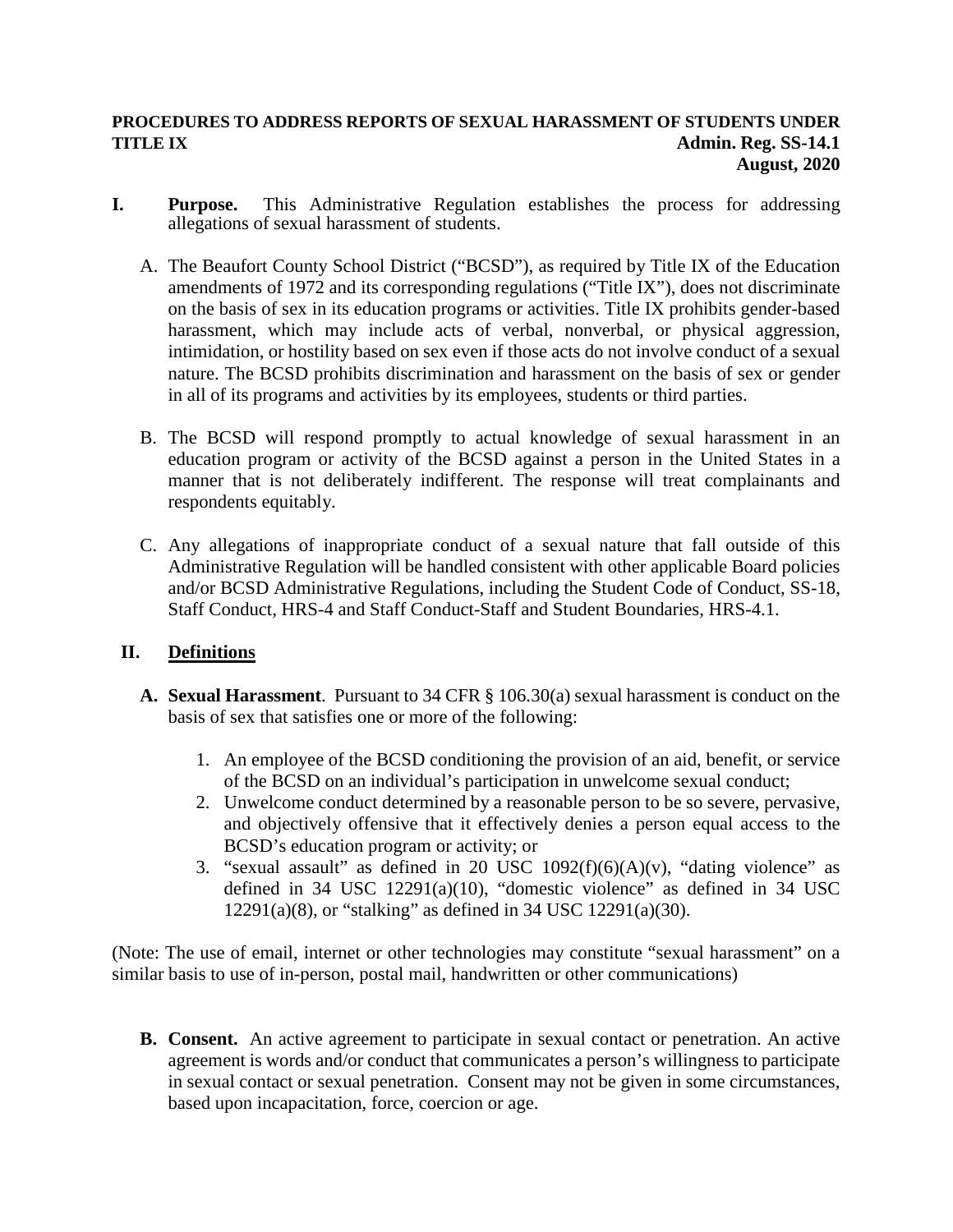**PROCEDURES TO ADDRESS REPORTS OF SEXUAL HARASSMENT OF STUDENTS UNDER TITLE IX**

**Admin. Reg. SS-14.1**
**August, 2020**

**I. Purpose.** This Administrative Regulation establishes the process for addressing allegations of sexual harassment of students.

A. The Beaufort County School District ("BCSD"), as required by Title IX of the Education amendments of 1972 and its corresponding regulations ("Title IX"), does not discriminate on the basis of sex in its education programs or activities. Title IX prohibits gender-based harassment, which may include acts of verbal, nonverbal, or physical aggression, intimidation, or hostility based on sex even if those acts do not involve conduct of a sexual nature. The BCSD prohibits discrimination and harassment on the basis of sex or gender in all of its programs and activities by its employees, students or third parties.

B. The BCSD will respond promptly to actual knowledge of sexual harassment in an education program or activity of the BCSD against a person in the United States in a manner that is not deliberately indifferent. The response will treat complainants and respondents equitably.

C. Any allegations of inappropriate conduct of a sexual nature that fall outside of this Administrative Regulation will be handled consistent with other applicable Board policies and/or BCSD Administrative Regulations, including the Student Code of Conduct, SS-18, Staff Conduct, HRS-4 and Staff Conduct-Staff and Student Boundaries, HRS-4.1.

## II. Definitions

**A. Sexual Harassment**. Pursuant to 34 CFR § 106.30(a) sexual harassment is conduct on the basis of sex that satisfies one or more of the following:

1. An employee of the BCSD conditioning the provision of an aid, benefit, or service of the BCSD on an individual's participation in unwelcome sexual conduct;
2. Unwelcome conduct determined by a reasonable person to be so severe, pervasive, and objectively offensive that it effectively denies a person equal access to the BCSD's education program or activity; or
3. "sexual assault" as defined in 20 USC 1092(f)(6)(A)(v), "dating violence" as defined in 34 USC 12291(a)(10), "domestic violence" as defined in 34 USC 12291(a)(8), or "stalking" as defined in 34 USC 12291(a)(30).

(Note: The use of email, internet or other technologies may constitute "sexual harassment" on a similar basis to use of in-person, postal mail, handwritten or other communications)

**B. Consent.** An active agreement to participate in sexual contact or penetration. An active agreement is words and/or conduct that communicates a person's willingness to participate in sexual contact or sexual penetration. Consent may not be given in some circumstances, based upon incapacitation, force, coercion or age.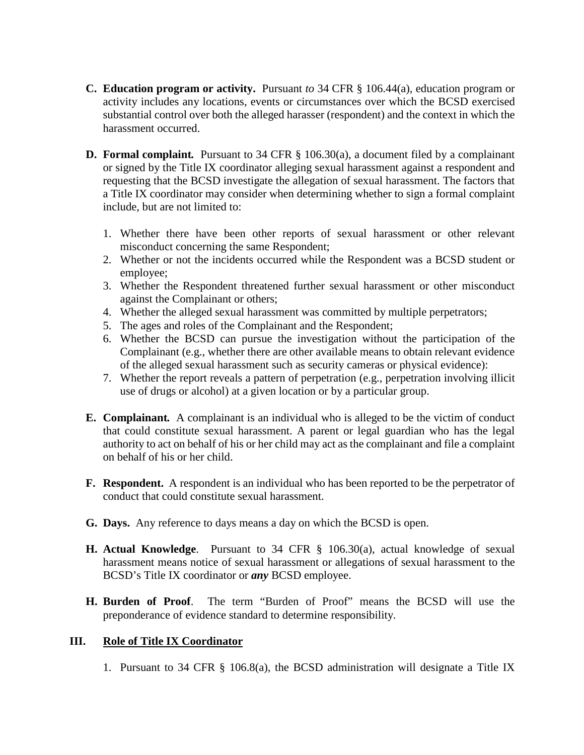**C. Education program or activity.** Pursuant *to* 34 CFR § 106.44(a), education program or activity includes any locations, events or circumstances over which the BCSD exercised substantial control over both the alleged harasser (respondent) and the context in which the harassment occurred.

**D. Formal complaint.** Pursuant to 34 CFR § 106.30(a), a document filed by a complainant or signed by the Title IX coordinator alleging sexual harassment against a respondent and requesting that the BCSD investigate the allegation of sexual harassment. The factors that a Title IX coordinator may consider when determining whether to sign a formal complaint include, but are not limited to:

1. Whether there have been other reports of sexual harassment or other relevant misconduct concerning the same Respondent;
2. Whether or not the incidents occurred while the Respondent was a BCSD student or employee;
3. Whether the Respondent threatened further sexual harassment or other misconduct against the Complainant or others;
4. Whether the alleged sexual harassment was committed by multiple perpetrators;
5. The ages and roles of the Complainant and the Respondent;
6. Whether the BCSD can pursue the investigation without the participation of the Complainant (e.g., whether there are other available means to obtain relevant evidence of the alleged sexual harassment such as security cameras or physical evidence):
7. Whether the report reveals a pattern of perpetration (e.g., perpetration involving illicit use of drugs or alcohol) at a given location or by a particular group.

**E. Complainant.** A complainant is an individual who is alleged to be the victim of conduct that could constitute sexual harassment. A parent or legal guardian who has the legal authority to act on behalf of his or her child may act as the complainant and file a complaint on behalf of his or her child.

**F. Respondent.** A respondent is an individual who has been reported to be the perpetrator of conduct that could constitute sexual harassment.

**G. Days.** Any reference to days means a day on which the BCSD is open.

**H. Actual Knowledge**. Pursuant to 34 CFR § 106.30(a), actual knowledge of sexual harassment means notice of sexual harassment or allegations of sexual harassment to the BCSD's Title IX coordinator or ***any*** BCSD employee.

**H. Burden of Proof**. The term "Burden of Proof" means the BCSD will use the preponderance of evidence standard to determine responsibility.

## III. Role of Title IX Coordinator

1. Pursuant to 34 CFR § 106.8(a), the BCSD administration will designate a Title IX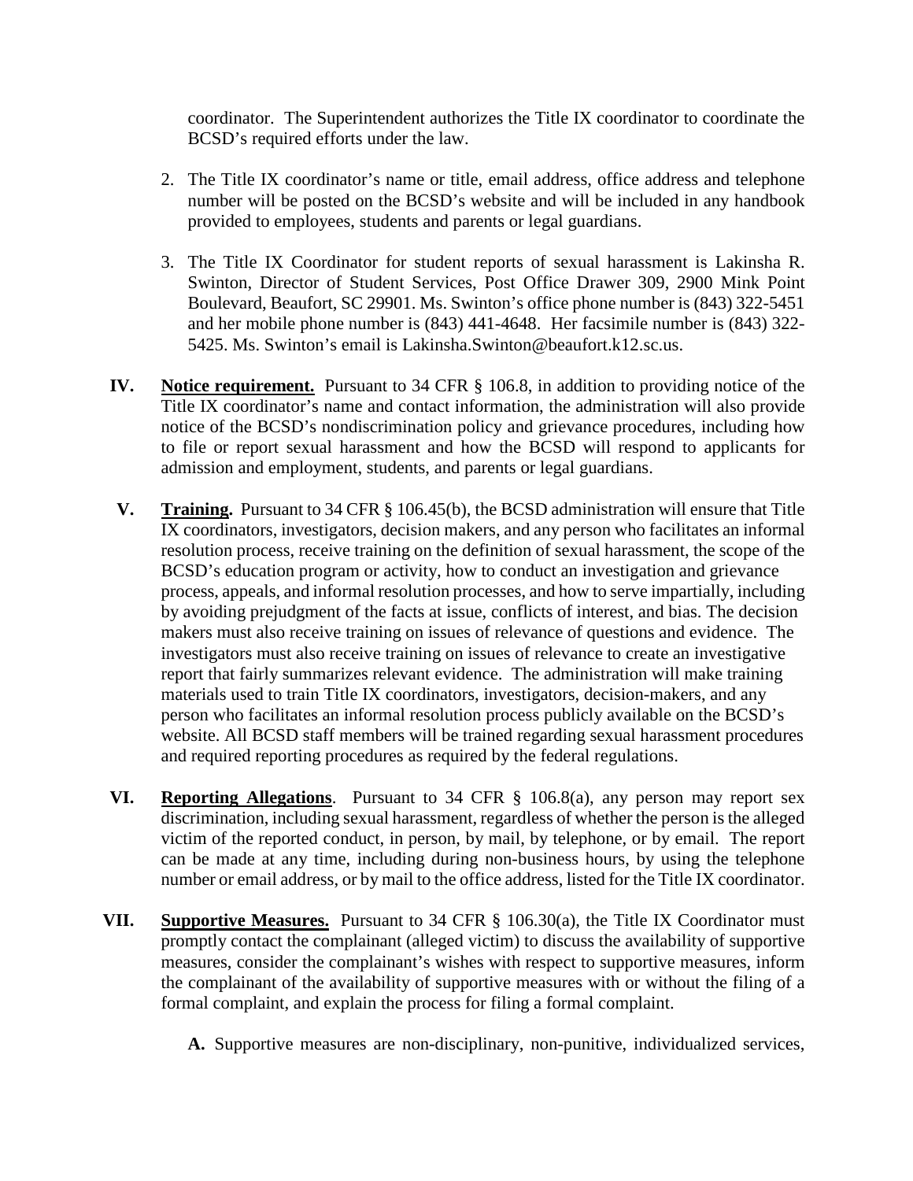coordinator. The Superintendent authorizes the Title IX coordinator to coordinate the BCSD's required efforts under the law.

2. The Title IX coordinator's name or title, email address, office address and telephone number will be posted on the BCSD's website and will be included in any handbook provided to employees, students and parents or legal guardians.

3. The Title IX Coordinator for student reports of sexual harassment is Lakinsha R. Swinton, Director of Student Services, Post Office Drawer 309, 2900 Mink Point Boulevard, Beaufort, SC 29901. Ms. Swinton's office phone number is (843) 322-5451 and her mobile phone number is (843) 441-4648. Her facsimile number is (843) 322-5425. Ms. Swinton's email is Lakinsha.Swinton@beaufort.k12.sc.us.

**IV. Notice requirement.** Pursuant to 34 CFR § 106.8, in addition to providing notice of the Title IX coordinator's name and contact information, the administration will also provide notice of the BCSD's nondiscrimination policy and grievance procedures, including how to file or report sexual harassment and how the BCSD will respond to applicants for admission and employment, students, and parents or legal guardians.

**V. Training.** Pursuant to 34 CFR § 106.45(b), the BCSD administration will ensure that Title IX coordinators, investigators, decision makers, and any person who facilitates an informal resolution process, receive training on the definition of sexual harassment, the scope of the BCSD's education program or activity, how to conduct an investigation and grievance process, appeals, and informal resolution processes, and how to serve impartially, including by avoiding prejudgment of the facts at issue, conflicts of interest, and bias. The decision makers must also receive training on issues of relevance of questions and evidence. The investigators must also receive training on issues of relevance to create an investigative report that fairly summarizes relevant evidence. The administration will make training materials used to train Title IX coordinators, investigators, decision-makers, and any person who facilitates an informal resolution process publicly available on the BCSD's website. All BCSD staff members will be trained regarding sexual harassment procedures and required reporting procedures as required by the federal regulations.

**VI. Reporting Allegations**. Pursuant to 34 CFR § 106.8(a), any person may report sex discrimination, including sexual harassment, regardless of whether the person is the alleged victim of the reported conduct, in person, by mail, by telephone, or by email. The report can be made at any time, including during non-business hours, by using the telephone number or email address, or by mail to the office address, listed for the Title IX coordinator.

**VII. Supportive Measures.** Pursuant to 34 CFR § 106.30(a), the Title IX Coordinator must promptly contact the complainant (alleged victim) to discuss the availability of supportive measures, consider the complainant's wishes with respect to supportive measures, inform the complainant of the availability of supportive measures with or without the filing of a formal complaint, and explain the process for filing a formal complaint.

**A.** Supportive measures are non-disciplinary, non-punitive, individualized services,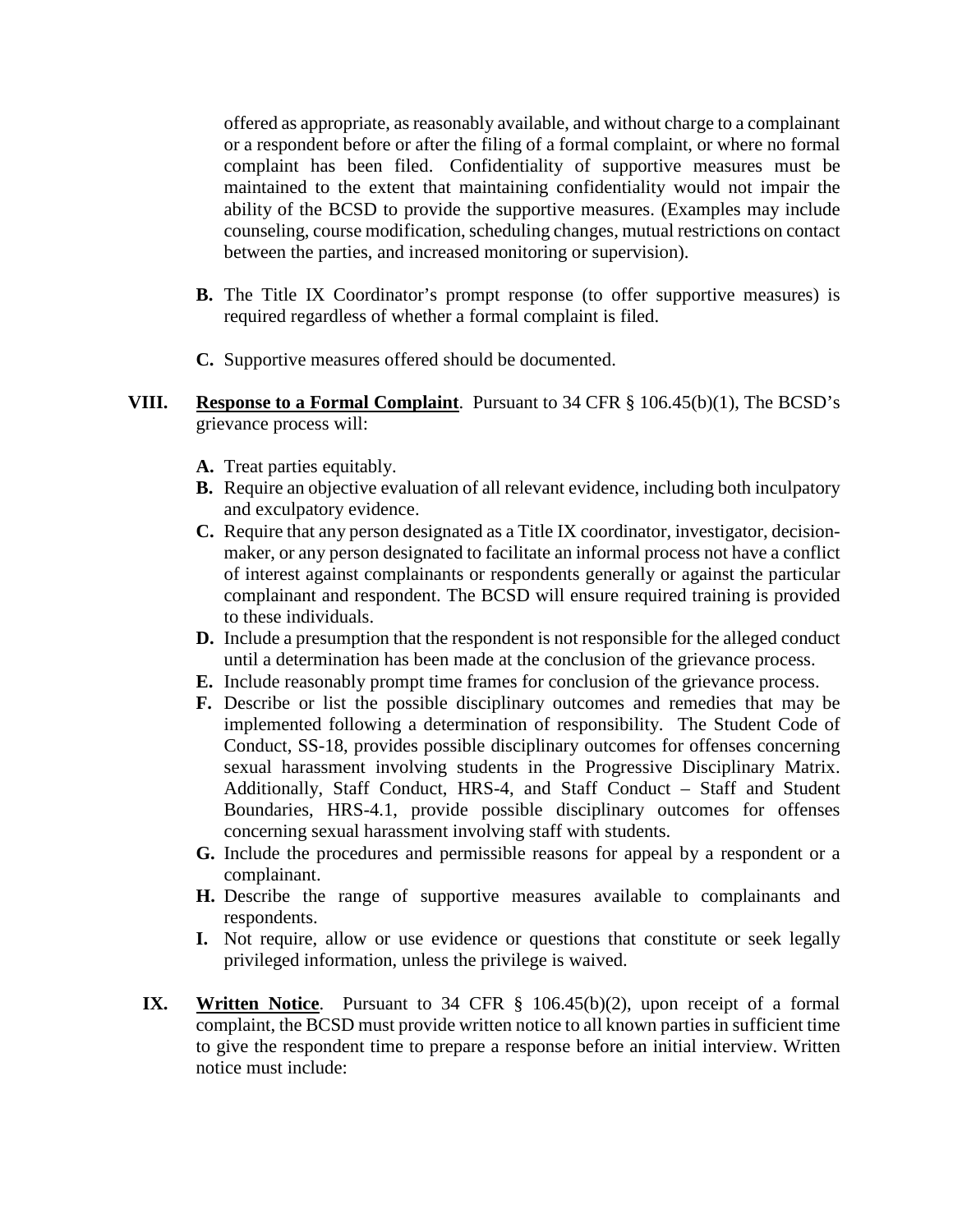offered as appropriate, as reasonably available, and without charge to a complainant or a respondent before or after the filing of a formal complaint, or where no formal complaint has been filed. Confidentiality of supportive measures must be maintained to the extent that maintaining confidentiality would not impair the ability of the BCSD to provide the supportive measures. (Examples may include counseling, course modification, scheduling changes, mutual restrictions on contact between the parties, and increased monitoring or supervision).

**B.** The Title IX Coordinator's prompt response (to offer supportive measures) is required regardless of whether a formal complaint is filed.

**C.** Supportive measures offered should be documented.

**VIII. Response to a Formal Complaint**. Pursuant to 34 CFR § 106.45(b)(1), The BCSD's grievance process will:

**A.** Treat parties equitably.
**B.** Require an objective evaluation of all relevant evidence, including both inculpatory and exculpatory evidence.
**C.** Require that any person designated as a Title IX coordinator, investigator, decision-maker, or any person designated to facilitate an informal process not have a conflict of interest against complainants or respondents generally or against the particular complainant and respondent. The BCSD will ensure required training is provided to these individuals.
**D.** Include a presumption that the respondent is not responsible for the alleged conduct until a determination has been made at the conclusion of the grievance process.
**E.** Include reasonably prompt time frames for conclusion of the grievance process.
**F.** Describe or list the possible disciplinary outcomes and remedies that may be implemented following a determination of responsibility. The Student Code of Conduct, SS-18, provides possible disciplinary outcomes for offenses concerning sexual harassment involving students in the Progressive Disciplinary Matrix. Additionally, Staff Conduct, HRS-4, and Staff Conduct – Staff and Student Boundaries, HRS-4.1, provide possible disciplinary outcomes for offenses concerning sexual harassment involving staff with students.
**G.** Include the procedures and permissible reasons for appeal by a respondent or a complainant.
**H.** Describe the range of supportive measures available to complainants and respondents.
**I.** Not require, allow or use evidence or questions that constitute or seek legally privileged information, unless the privilege is waived.

**IX. Written Notice**. Pursuant to 34 CFR § 106.45(b)(2), upon receipt of a formal complaint, the BCSD must provide written notice to all known parties in sufficient time to give the respondent time to prepare a response before an initial interview. Written notice must include: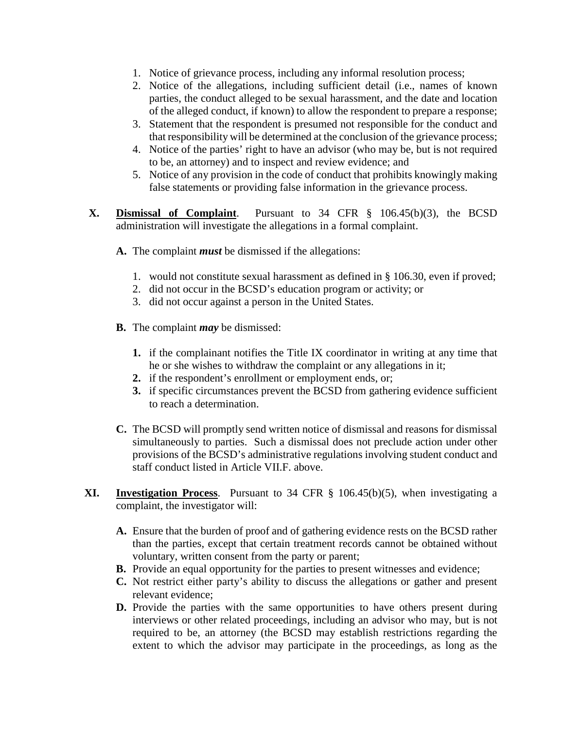1. Notice of grievance process, including any informal resolution process;
2. Notice of the allegations, including sufficient detail (i.e., names of known parties, the conduct alleged to be sexual harassment, and the date and location of the alleged conduct, if known) to allow the respondent to prepare a response;
3. Statement that the respondent is presumed not responsible for the conduct and that responsibility will be determined at the conclusion of the grievance process;
4. Notice of the parties' right to have an advisor (who may be, but is not required to be, an attorney) and to inspect and review evidence; and
5. Notice of any provision in the code of conduct that prohibits knowingly making false statements or providing false information in the grievance process.

**X. <u>Dismissal of Complaint</u>**. Pursuant to 34 CFR § 106.45(b)(3), the BCSD administration will investigate the allegations in a formal complaint.

**A.** The complaint ***must*** be dismissed if the allegations:

1. would not constitute sexual harassment as defined in § 106.30, even if proved;
2. did not occur in the BCSD's education program or activity; or
3. did not occur against a person in the United States.

**B.** The complaint ***may*** be dismissed:

**1.** if the complainant notifies the Title IX coordinator in writing at any time that he or she wishes to withdraw the complaint or any allegations in it;

**2.** if the respondent's enrollment or employment ends, or;

**3.** if specific circumstances prevent the BCSD from gathering evidence sufficient to reach a determination.

**C.** The BCSD will promptly send written notice of dismissal and reasons for dismissal simultaneously to parties. Such a dismissal does not preclude action under other provisions of the BCSD's administrative regulations involving student conduct and staff conduct listed in Article VII.F. above.

**XI. <u>Investigation Process</u>**. Pursuant to 34 CFR § 106.45(b)(5), when investigating a complaint, the investigator will:

**A.** Ensure that the burden of proof and of gathering evidence rests on the BCSD rather than the parties, except that certain treatment records cannot be obtained without voluntary, written consent from the party or parent;

**B.** Provide an equal opportunity for the parties to present witnesses and evidence;

**C.** Not restrict either party's ability to discuss the allegations or gather and present relevant evidence;

**D.** Provide the parties with the same opportunities to have others present during interviews or other related proceedings, including an advisor who may, but is not required to be, an attorney (the BCSD may establish restrictions regarding the extent to which the advisor may participate in the proceedings, as long as the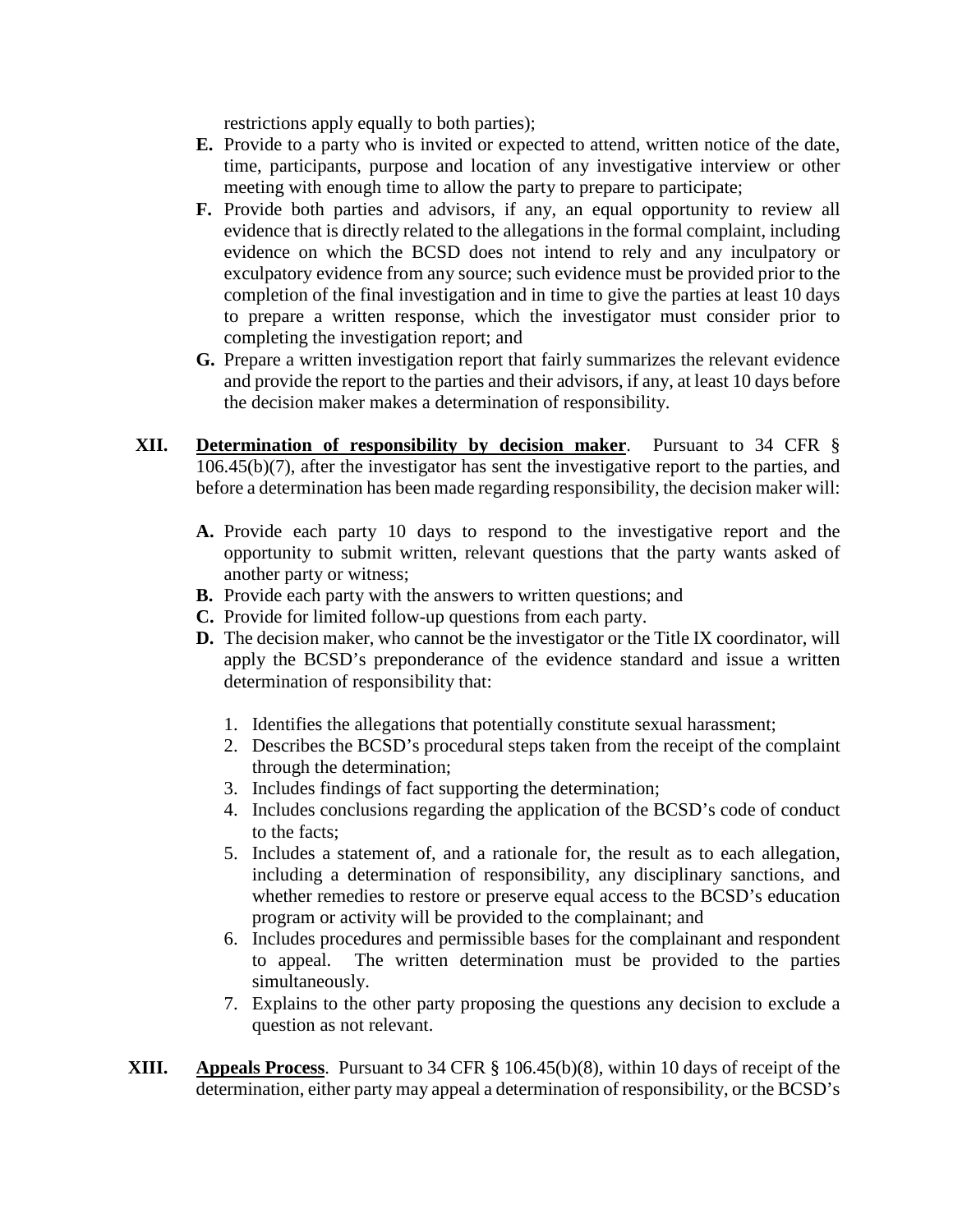restrictions apply equally to both parties);

**E.** Provide to a party who is invited or expected to attend, written notice of the date, time, participants, purpose and location of any investigative interview or other meeting with enough time to allow the party to prepare to participate;

**F.** Provide both parties and advisors, if any, an equal opportunity to review all evidence that is directly related to the allegations in the formal complaint, including evidence on which the BCSD does not intend to rely and any inculpatory or exculpatory evidence from any source; such evidence must be provided prior to the completion of the final investigation and in time to give the parties at least 10 days to prepare a written response, which the investigator must consider prior to completing the investigation report; and

**G.** Prepare a written investigation report that fairly summarizes the relevant evidence and provide the report to the parties and their advisors, if any, at least 10 days before the decision maker makes a determination of responsibility.

**XII. <u>Determination of responsibility by decision maker</u>**. Pursuant to 34 CFR § 106.45(b)(7), after the investigator has sent the investigative report to the parties, and before a determination has been made regarding responsibility, the decision maker will:

**A.** Provide each party 10 days to respond to the investigative report and the opportunity to submit written, relevant questions that the party wants asked of another party or witness;

**B.** Provide each party with the answers to written questions; and

**C.** Provide for limited follow-up questions from each party.

**D.** The decision maker, who cannot be the investigator or the Title IX coordinator, will apply the BCSD's preponderance of the evidence standard and issue a written determination of responsibility that:

1. Identifies the allegations that potentially constitute sexual harassment;
2. Describes the BCSD's procedural steps taken from the receipt of the complaint through the determination;
3. Includes findings of fact supporting the determination;
4. Includes conclusions regarding the application of the BCSD's code of conduct to the facts;
5. Includes a statement of, and a rationale for, the result as to each allegation, including a determination of responsibility, any disciplinary sanctions, and whether remedies to restore or preserve equal access to the BCSD's education program or activity will be provided to the complainant; and
6. Includes procedures and permissible bases for the complainant and respondent to appeal. The written determination must be provided to the parties simultaneously.
7. Explains to the other party proposing the questions any decision to exclude a question as not relevant.

**XIII. <u>Appeals Process</u>**. Pursuant to 34 CFR § 106.45(b)(8), within 10 days of receipt of the determination, either party may appeal a determination of responsibility, or the BCSD's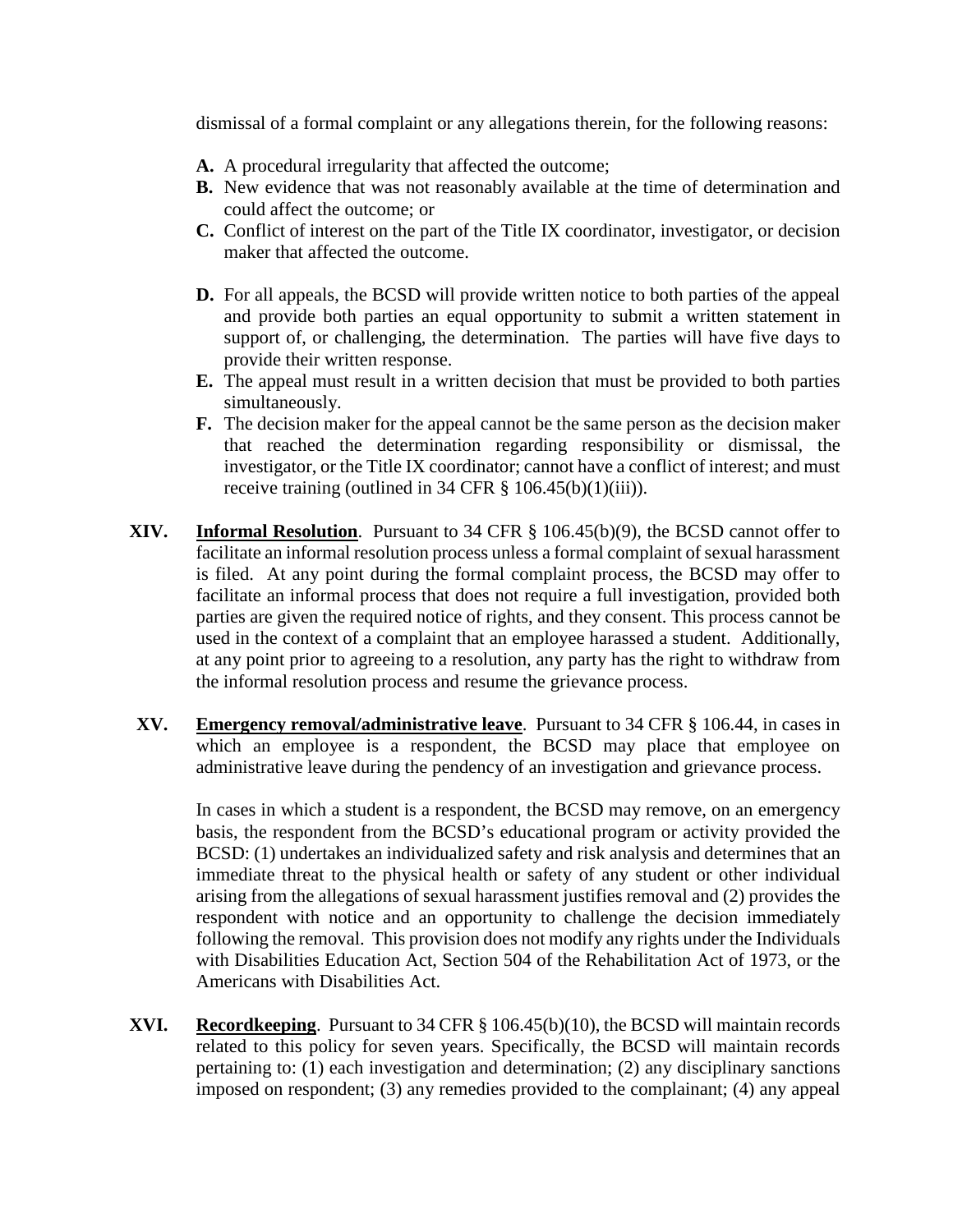dismissal of a formal complaint or any allegations therein, for the following reasons:

- **A.** A procedural irregularity that affected the outcome;
- **B.** New evidence that was not reasonably available at the time of determination and could affect the outcome; or
- **C.** Conflict of interest on the part of the Title IX coordinator, investigator, or decision maker that affected the outcome.

- **D.** For all appeals, the BCSD will provide written notice to both parties of the appeal and provide both parties an equal opportunity to submit a written statement in support of, or challenging, the determination. The parties will have five days to provide their written response.
- **E.** The appeal must result in a written decision that must be provided to both parties simultaneously.
- **F.** The decision maker for the appeal cannot be the same person as the decision maker that reached the determination regarding responsibility or dismissal, the investigator, or the Title IX coordinator; cannot have a conflict of interest; and must receive training (outlined in 34 CFR § 106.45(b)(1)(iii)).

**XIV. Informal Resolution**. Pursuant to 34 CFR § 106.45(b)(9), the BCSD cannot offer to facilitate an informal resolution process unless a formal complaint of sexual harassment is filed. At any point during the formal complaint process, the BCSD may offer to facilitate an informal process that does not require a full investigation, provided both parties are given the required notice of rights, and they consent. This process cannot be used in the context of a complaint that an employee harassed a student. Additionally, at any point prior to agreeing to a resolution, any party has the right to withdraw from the informal resolution process and resume the grievance process.

**XV. Emergency removal/administrative leave**. Pursuant to 34 CFR § 106.44, in cases in which an employee is a respondent, the BCSD may place that employee on administrative leave during the pendency of an investigation and grievance process.

In cases in which a student is a respondent, the BCSD may remove, on an emergency basis, the respondent from the BCSD's educational program or activity provided the BCSD: (1) undertakes an individualized safety and risk analysis and determines that an immediate threat to the physical health or safety of any student or other individual arising from the allegations of sexual harassment justifies removal and (2) provides the respondent with notice and an opportunity to challenge the decision immediately following the removal. This provision does not modify any rights under the Individuals with Disabilities Education Act, Section 504 of the Rehabilitation Act of 1973, or the Americans with Disabilities Act.

**XVI. Recordkeeping**. Pursuant to 34 CFR § 106.45(b)(10), the BCSD will maintain records related to this policy for seven years. Specifically, the BCSD will maintain records pertaining to: (1) each investigation and determination; (2) any disciplinary sanctions imposed on respondent; (3) any remedies provided to the complainant; (4) any appeal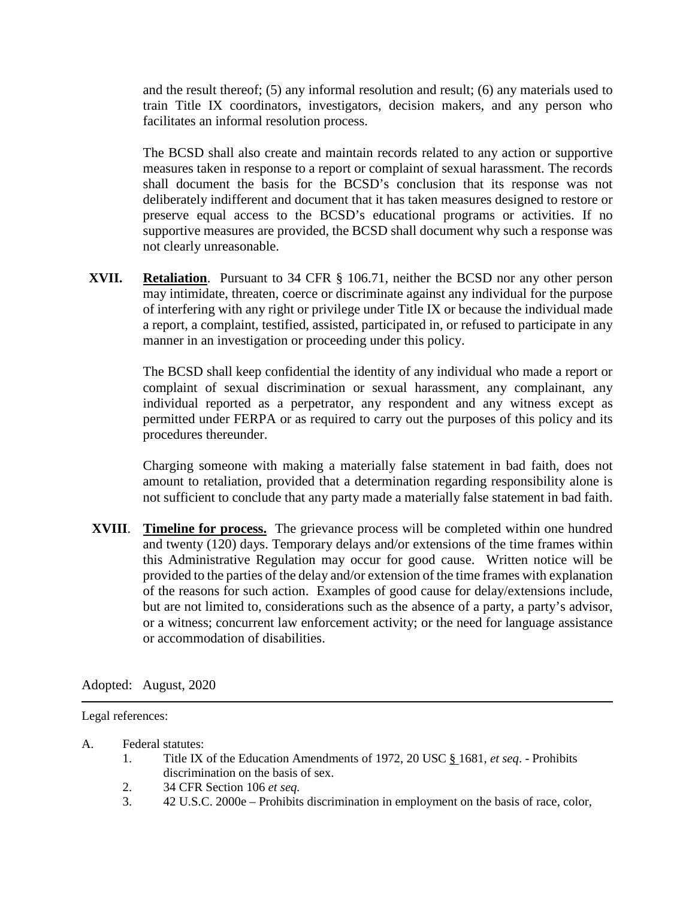and the result thereof; (5) any informal resolution and result; (6) any materials used to train Title IX coordinators, investigators, decision makers, and any person who facilitates an informal resolution process.

The BCSD shall also create and maintain records related to any action or supportive measures taken in response to a report or complaint of sexual harassment. The records shall document the basis for the BCSD's conclusion that its response was not deliberately indifferent and document that it has taken measures designed to restore or preserve equal access to the BCSD's educational programs or activities. If no supportive measures are provided, the BCSD shall document why such a response was not clearly unreasonable.

**XVII.** **Retaliation**. Pursuant to 34 CFR § 106.71, neither the BCSD nor any other person may intimidate, threaten, coerce or discriminate against any individual for the purpose of interfering with any right or privilege under Title IX or because the individual made a report, a complaint, testified, assisted, participated in, or refused to participate in any manner in an investigation or proceeding under this policy.

The BCSD shall keep confidential the identity of any individual who made a report or complaint of sexual discrimination or sexual harassment, any complainant, any individual reported as a perpetrator, any respondent and any witness except as permitted under FERPA or as required to carry out the purposes of this policy and its procedures thereunder.

Charging someone with making a materially false statement in bad faith, does not amount to retaliation, provided that a determination regarding responsibility alone is not sufficient to conclude that any party made a materially false statement in bad faith.

**XVIII**. **Timeline for process.** The grievance process will be completed within one hundred and twenty (120) days. Temporary delays and/or extensions of the time frames within this Administrative Regulation may occur for good cause. Written notice will be provided to the parties of the delay and/or extension of the time frames with explanation of the reasons for such action. Examples of good cause for delay/extensions include, but are not limited to, considerations such as the absence of a party, a party's advisor, or a witness; concurrent law enforcement activity; or the need for language assistance or accommodation of disabilities.

Adopted: August, 2020

---

Legal references:

A. Federal statutes:
   1. Title IX of the Education Amendments of 1972, 20 USC § 1681, *et seq*. - Prohibits discrimination on the basis of sex.
   2. 34 CFR Section 106 *et seq.*
   3. 42 U.S.C. 2000e – Prohibits discrimination in employment on the basis of race, color,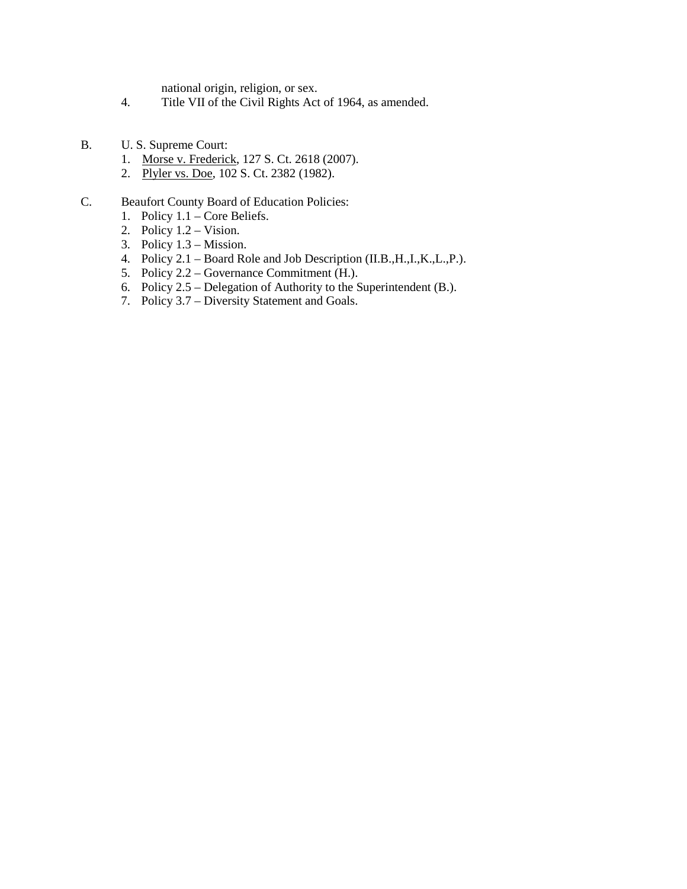national origin, religion, or sex.

4. Title VII of the Civil Rights Act of 1964, as amended.

B. U. S. Supreme Court:
   1. Morse v. Frederick, 127 S. Ct. 2618 (2007).
   2. Plyler vs. Doe, 102 S. Ct. 2382 (1982).

C. Beaufort County Board of Education Policies:
   1. Policy 1.1 – Core Beliefs.
   2. Policy 1.2 – Vision.
   3. Policy 1.3 – Mission.
   4. Policy 2.1 – Board Role and Job Description (II.B.,H.,I.,K.,L.,P.).
   5. Policy 2.2 – Governance Commitment (H.).
   6. Policy 2.5 – Delegation of Authority to the Superintendent (B.).
   7. Policy 3.7 – Diversity Statement and Goals.